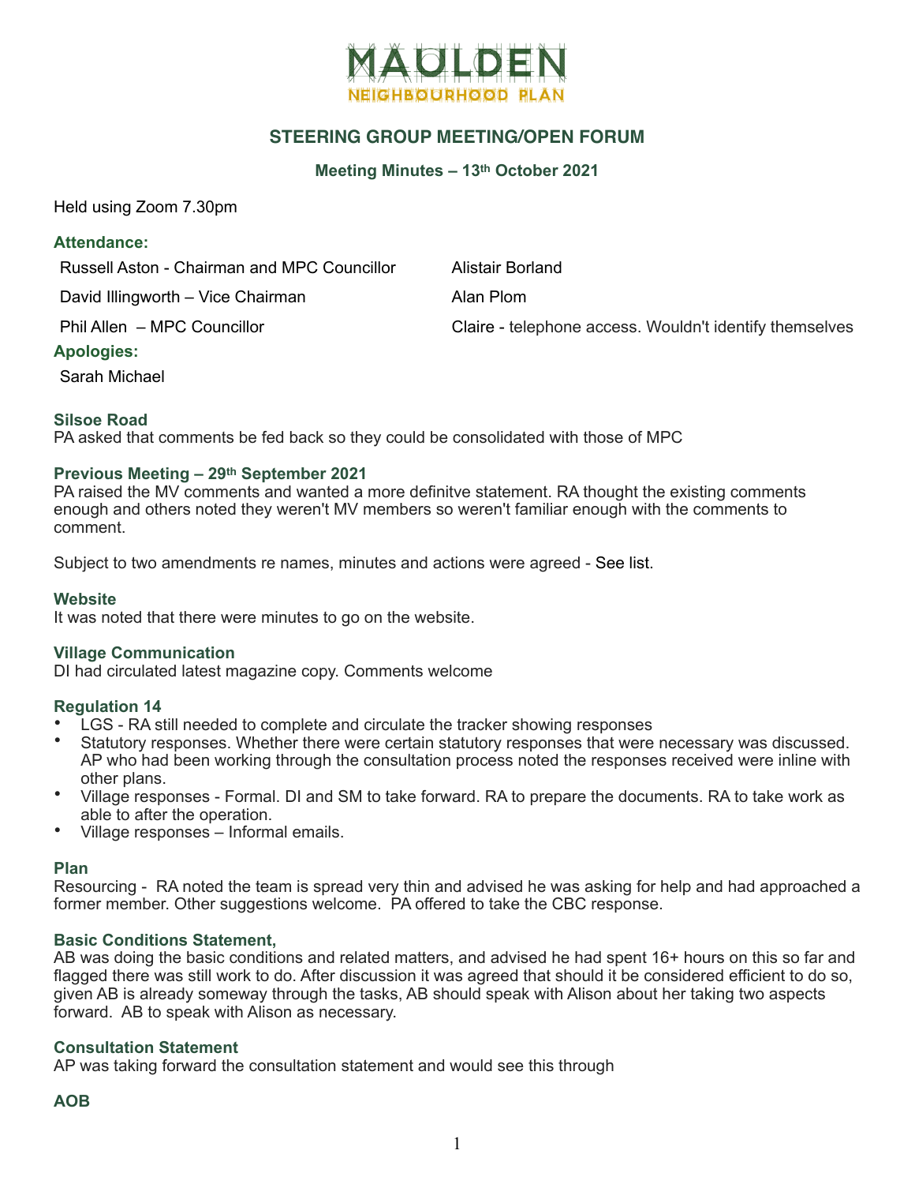# MAULDEN
## NEIGHBOURHOOD PLAN

## STEERING GROUP MEETING/OPEN FORUM

### Meeting Minutes – 13th October 2021

Held using Zoom 7.30pm

### Attendance:

| | |
|---|---|
| Russell Aston - Chairman and MPC Councillor | Alistair Borland |
| David Illingworth – Vice Chairman | Alan Plom |
| Phil Allen – MPC Councillor | Claire - telephone access. Wouldn't identify themselves |

### Apologies:

Sarah Michael

### Silsoe Road

PA asked that comments be fed back so they could be consolidated with those of MPC

### Previous Meeting – 29th September 2021

PA raised the MV comments and wanted a more definitve statement. RA thought the existing comments enough and others noted they weren't MV members so weren't familiar enough with the comments to comment.

Subject to two amendments re names, minutes and actions were agreed - See list.

### Website

It was noted that there were minutes to go on the website.

### Village Communication

DI had circulated latest magazine copy. Comments welcome

### Regulation 14

- LGS - RA still needed to complete and circulate the tracker showing responses
- Statutory responses. Whether there were certain statutory responses that were necessary was discussed. AP who had been working through the consultation process noted the responses received were inline with other plans.
- Village responses - Formal. DI and SM to take forward. RA to prepare the documents. RA to take work as able to after the operation.
- Village responses – Informal emails.

### Plan

Resourcing - RA noted the team is spread very thin and advised he was asking for help and had approached a former member. Other suggestions welcome. PA offered to take the CBC response.

### Basic Conditions Statement,

AB was doing the basic conditions and related matters, and advised he had spent 16+ hours on this so far and flagged there was still work to do. After discussion it was agreed that should it be considered efficient to do so, given AB is already someway through the tasks, AB should speak with Alison about her taking two aspects forward. AB to speak with Alison as necessary.

### Consultation Statement

AP was taking forward the consultation statement and would see this through

### AOB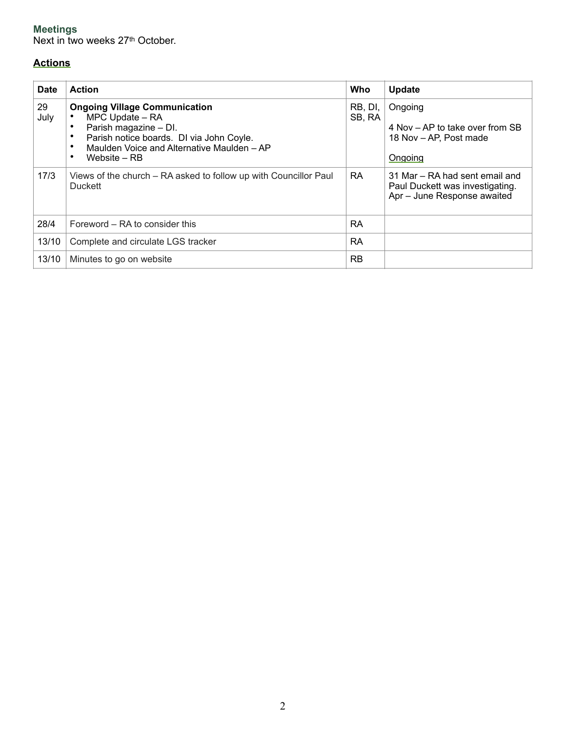### Meetings

Next in two weeks 27th October.

## Actions

| Date | Action | Who | Update |
|---|---|---|---|
| 29 July | **Ongoing Village Communication**<br>• MPC Update – RA<br>• Parish magazine – DI.<br>• Parish notice boards. DI via John Coyle.<br>• Maulden Voice and Alternative Maulden – AP<br>• Website – RB | RB, DI, SB, RA | Ongoing<br><br>4 Nov – AP to take over from SB<br>18 Nov – AP, Post made<br><br>Ongoing |
| 17/3 | Views of the church – RA asked to follow up with Councillor Paul Duckett | RA | 31 Mar – RA had sent email and Paul Duckett was investigating.<br>Apr – June Response awaited |
| 28/4 | Foreword – RA to consider this | RA | |
| 13/10 | Complete and circulate LGS tracker | RA | |
| 13/10 | Minutes to go on website | RB | |